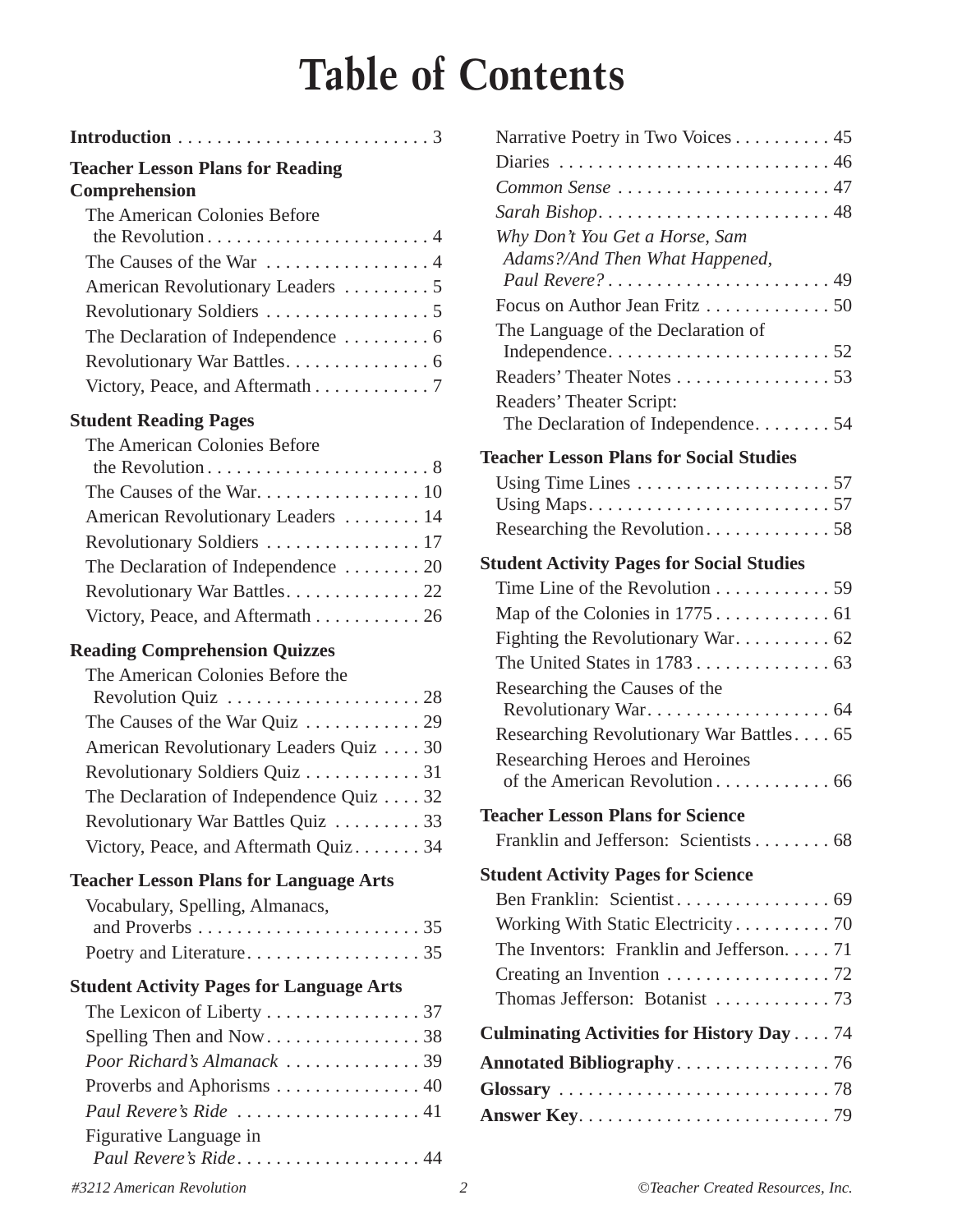# Table of Contents

**Introduction** . . . . . . . . . . . . . . . . . . . . . . . . . . 3

**Teacher Lesson Plans for Reading Comprehension**

- The American Colonies Before the Revolution . . . . . . . . . . . . . . . . . . . . . . . 4
- The Causes of the War . . . . . . . . . . . . . . . . . 4
- American Revolutionary Leaders . . . . . . . . . 5
- Revolutionary Soldiers . . . . . . . . . . . . . . . . . 5
- The Declaration of Independence . . . . . . . . . 6
- Revolutionary War Battles. . . . . . . . . . . . . . . 6
- Victory, Peace, and Aftermath . . . . . . . . . . . . 7

**Student Reading Pages**

- The American Colonies Before the Revolution . . . . . . . . . . . . . . . . . . . . . . . 8
- The Causes of the War. . . . . . . . . . . . . . . . . 10
- American Revolutionary Leaders . . . . . . . . 14
- Revolutionary Soldiers . . . . . . . . . . . . . . . . 17
- The Declaration of Independence . . . . . . . . 20
- Revolutionary War Battles. . . . . . . . . . . . . . 22
- Victory, Peace, and Aftermath . . . . . . . . . . . 26

**Reading Comprehension Quizzes**

- The American Colonies Before the Revolution Quiz . . . . . . . . . . . . . . . . . . . . 28
- The Causes of the War Quiz . . . . . . . . . . . . 29
- American Revolutionary Leaders Quiz . . . . 30
- Revolutionary Soldiers Quiz . . . . . . . . . . . . 31
- The Declaration of Independence Quiz . . . . 32
- Revolutionary War Battles Quiz . . . . . . . . . 33
- Victory, Peace, and Aftermath Quiz. . . . . . . 34

**Teacher Lesson Plans for Language Arts**

- Vocabulary, Spelling, Almanacs, and Proverbs . . . . . . . . . . . . . . . . . . . . . . . 35
- Poetry and Literature. . . . . . . . . . . . . . . . . . 35

**Student Activity Pages for Language Arts**

- The Lexicon of Liberty . . . . . . . . . . . . . . . . 37
- Spelling Then and Now. . . . . . . . . . . . . . . . 38
- *Poor Richard's Almanack* . . . . . . . . . . . . . . 39
- Proverbs and Aphorisms . . . . . . . . . . . . . . . 40
- *Paul Revere's Ride* . . . . . . . . . . . . . . . . . . . 41
- Figurative Language in *Paul Revere's Ride*. . . . . . . . . . . . . . . . . . . 44
- Narrative Poetry in Two Voices . . . . . . . . . . 45
- Diaries . . . . . . . . . . . . . . . . . . . . . . . . . . . . 46
- *Common Sense* . . . . . . . . . . . . . . . . . . . . . . 47
- *Sarah Bishop*. . . . . . . . . . . . . . . . . . . . . . . . 48
- *Why Don't You Get a Horse, Sam Adams?/And Then What Happened, Paul Revere?* . . . . . . . . . . . . . . . . . . . . . . . . 49
- Focus on Author Jean Fritz . . . . . . . . . . . . . 50
- The Language of the Declaration of Independence. . . . . . . . . . . . . . . . . . . . . . . . 52
- Readers' Theater Notes . . . . . . . . . . . . . . . . 53
- Readers' Theater Script: The Declaration of Independence. . . . . . . . 54

**Teacher Lesson Plans for Social Studies**

- Using Time Lines . . . . . . . . . . . . . . . . . . . . 57
- Using Maps. . . . . . . . . . . . . . . . . . . . . . . . . 57
- Researching the Revolution. . . . . . . . . . . . . 58

**Student Activity Pages for Social Studies**

- Time Line of the Revolution . . . . . . . . . . . . 59
- Map of the Colonies in 1775 . . . . . . . . . . . . 61
- Fighting the Revolutionary War. . . . . . . . . . 62
- The United States in 1783 . . . . . . . . . . . . . . 63
- Researching the Causes of the Revolutionary War. . . . . . . . . . . . . . . . . . . 64
- Researching Revolutionary War Battles. . . . 65
- Researching Heroes and Heroines of the American Revolution . . . . . . . . . . . . 66

**Teacher Lesson Plans for Science**

- Franklin and Jefferson: Scientists . . . . . . . . 68

**Student Activity Pages for Science**

- Ben Franklin: Scientist. . . . . . . . . . . . . . . . 69
- Working With Static Electricity . . . . . . . . . . 70
- The Inventors: Franklin and Jefferson. . . . . 71
- Creating an Invention . . . . . . . . . . . . . . . . . 72
- Thomas Jefferson: Botanist . . . . . . . . . . . . 73

**Culminating Activities for History Day** . . . . 74

**Annotated Bibliography**. . . . . . . . . . . . . . . . 76

**Glossary** . . . . . . . . . . . . . . . . . . . . . . . . . . . . 78

**Answer Key**. . . . . . . . . . . . . . . . . . . . . . . . . . 79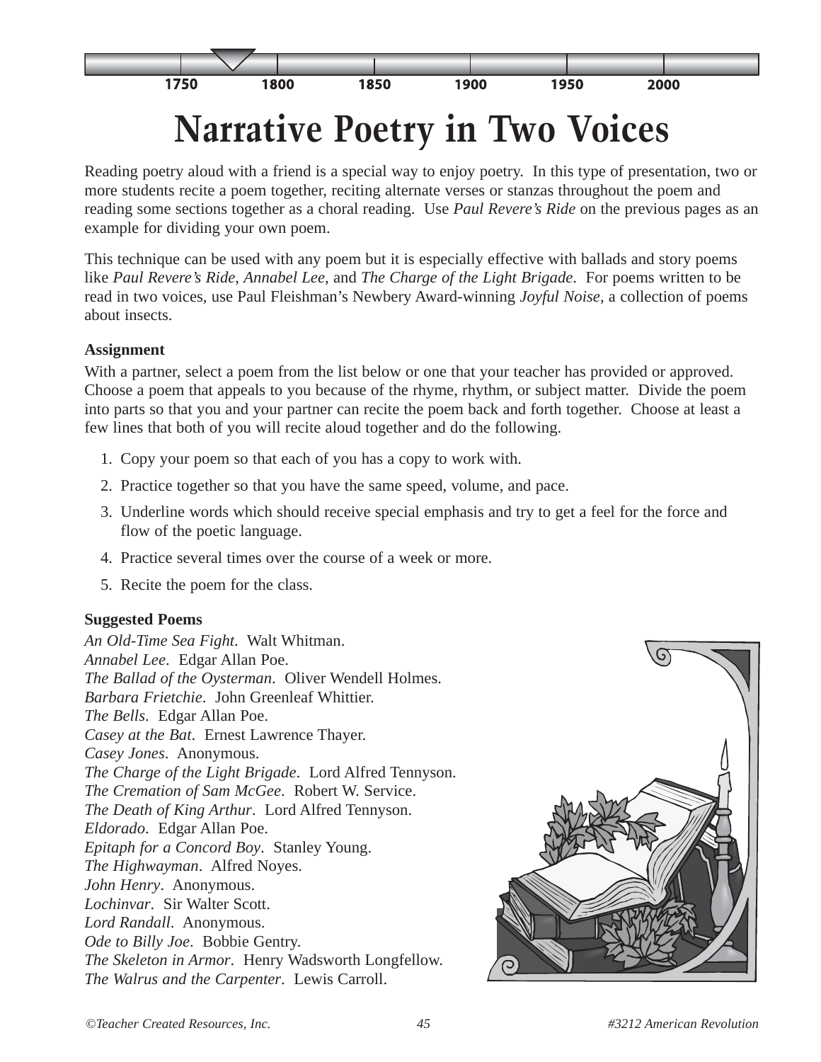# Narrative Poetry in Two Voices

Reading poetry aloud with a friend is a special way to enjoy poetry. In this type of presentation, two or more students recite a poem together, reciting alternate verses or stanzas throughout the poem and reading some sections together as a choral reading. Use *Paul Revere's Ride* on the previous pages as an example for dividing your own poem.

This technique can be used with any poem but it is especially effective with ballads and story poems like *Paul Revere's Ride*, *Annabel Lee*, and *The Charge of the Light Brigade*. For poems written to be read in two voices, use Paul Fleishman's Newbery Award-winning *Joyful Noise*, a collection of poems about insects.

**Assignment**

With a partner, select a poem from the list below or one that your teacher has provided or approved. Choose a poem that appeals to you because of the rhyme, rhythm, or subject matter. Divide the poem into parts so that you and your partner can recite the poem back and forth together. Choose at least a few lines that both of you will recite aloud together and do the following.

1. Copy your poem so that each of you has a copy to work with.
2. Practice together so that you have the same speed, volume, and pace.
3. Underline words which should receive special emphasis and try to get a feel for the force and flow of the poetic language.
4. Practice several times over the course of a week or more.
5. Recite the poem for the class.

**Suggested Poems**

*An Old-Time Sea Fight*. Walt Whitman.
*Annabel Lee*. Edgar Allan Poe.
*The Ballad of the Oysterman*. Oliver Wendell Holmes.
*Barbara Frietchie*. John Greenleaf Whittier.
*The Bells*. Edgar Allan Poe.
*Casey at the Bat*. Ernest Lawrence Thayer.
*Casey Jones*. Anonymous.
*The Charge of the Light Brigade*. Lord Alfred Tennyson.
*The Cremation of Sam McGee*. Robert W. Service.
*The Death of King Arthur*. Lord Alfred Tennyson.
*Eldorado*. Edgar Allan Poe.
*Epitaph for a Concord Boy*. Stanley Young.
*The Highwayman*. Alfred Noyes.
*John Henry*. Anonymous.
*Lochinvar*. Sir Walter Scott.
*Lord Randall*. Anonymous.
*Ode to Billy Joe*. Bobbie Gentry.
*The Skeleton in Armor*. Henry Wadsworth Longfellow.
*The Walrus and the Carpenter*. Lewis Carroll.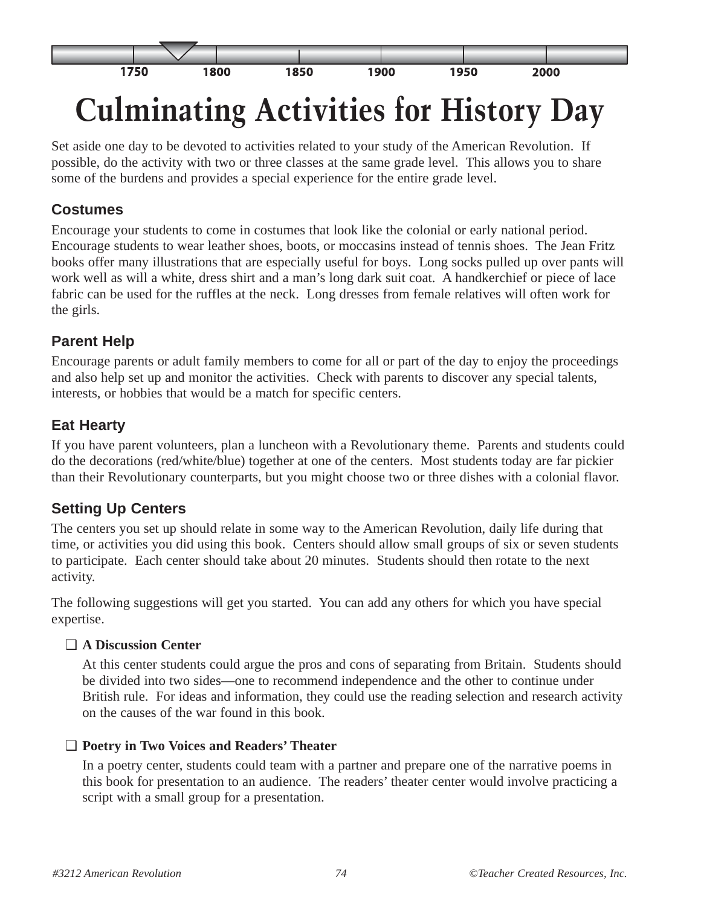# Culminating Activities for History Day

Set aside one day to be devoted to activities related to your study of the American Revolution. If possible, do the activity with two or three classes at the same grade level. This allows you to share some of the burdens and provides a special experience for the entire grade level.

### Costumes

Encourage your students to come in costumes that look like the colonial or early national period. Encourage students to wear leather shoes, boots, or moccasins instead of tennis shoes. The Jean Fritz books offer many illustrations that are especially useful for boys. Long socks pulled up over pants will work well as will a white, dress shirt and a man's long dark suit coat. A handkerchief or piece of lace fabric can be used for the ruffles at the neck. Long dresses from female relatives will often work for the girls.

### Parent Help

Encourage parents or adult family members to come for all or part of the day to enjoy the proceedings and also help set up and monitor the activities. Check with parents to discover any special talents, interests, or hobbies that would be a match for specific centers.

### Eat Hearty

If you have parent volunteers, plan a luncheon with a Revolutionary theme. Parents and students could do the decorations (red/white/blue) together at one of the centers. Most students today are far pickier than their Revolutionary counterparts, but you might choose two or three dishes with a colonial flavor.

### Setting Up Centers

The centers you set up should relate in some way to the American Revolution, daily life during that time, or activities you did using this book. Centers should allow small groups of six or seven students to participate. Each center should take about 20 minutes. Students should then rotate to the next activity.

The following suggestions will get you started. You can add any others for which you have special expertise.

- ❑ **A Discussion Center**

  At this center students could argue the pros and cons of separating from Britain. Students should be divided into two sides—one to recommend independence and the other to continue under British rule. For ideas and information, they could use the reading selection and research activity on the causes of the war found in this book.

- ❑ **Poetry in Two Voices and Readers' Theater**

  In a poetry center, students could team with a partner and prepare one of the narrative poems in this book for presentation to an audience. The readers' theater center would involve practicing a script with a small group for a presentation.